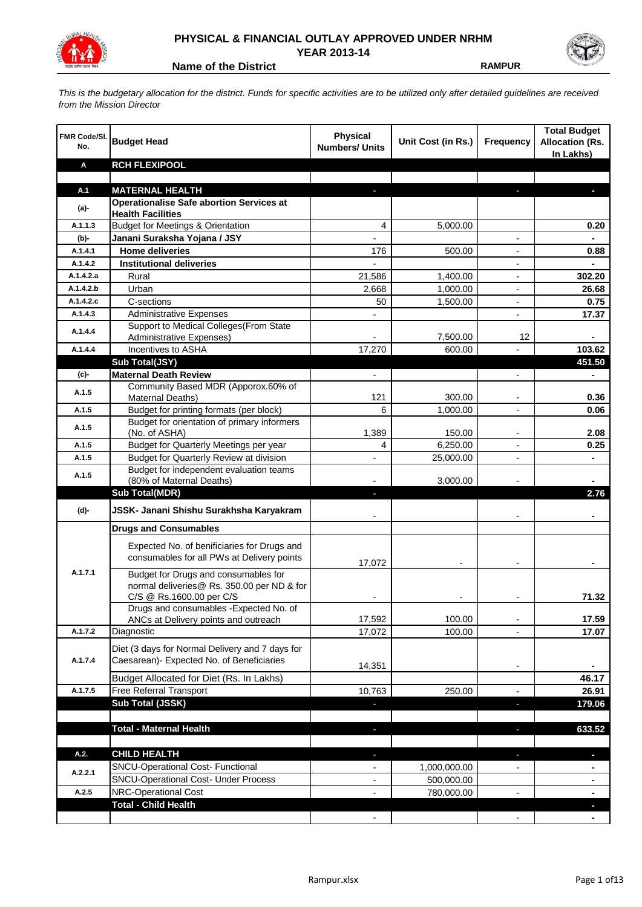# PHYSICAL & FINANCIAL OUTLAY APPROVED UNDER NRHM

## YEAR 2013-14

**Name of the District** **RAMPUR**

*This is the budgetary allocation for the district. Funds for specific activities are to be utilized only after detailed guidelines are received from the Mission Director*

| FMR Code/Sl. No. | Budget Head | Physical Numbers/ Units | Unit Cost (in Rs.) | Frequency | Total Budget Allocation (Rs. In Lakhs) |
|---|---|---|---|---|---|
| **A** | **RCH FLEXIPOOL** | | | | |
| | | | | | |
| **A.1** | **MATERNAL HEALTH** | - | | - | - |
| **(a)-** | **Operationalise Safe abortion Services at Health Facilities** | | | | |
| A.1.1.3 | Budget for Meetings & Orientation | 4 | 5,000.00 | | 0.20 |
| **(b)-** | **Janani Suraksha Yojana / JSY** | - | | - | - |
| A.1.4.1 | **Home deliveries** | 176 | 500.00 | - | 0.88 |
| A.1.4.2 | **Institutional deliveries** | - | | - | - |
| A.1.4.2.a | Rural | 21,586 | 1,400.00 | - | 302.20 |
| A.1.4.2.b | Urban | 2,668 | 1,000.00 | - | 26.68 |
| A.1.4.2.c | C-sections | 50 | 1,500.00 | - | 0.75 |
| A.1.4.3 | Administrative Expenses | - | | - | 17.37 |
| A.1.4.4 | Support to Medical Colleges(From State Administrative Expenses) | - | 7,500.00 | 12 | - |
| A.1.4.4 | Incentives to ASHA | 17,270 | 600.00 | - | 103.62 |
| | **Sub Total(JSY)** | | | | **451.50** |
| **(c)-** | **Maternal Death Review** | - | | - | - |
| A.1.5 | Community Based MDR (Apporox.60% of Maternal Deaths) | 121 | 300.00 | - | 0.36 |
| A.1.5 | Budget for printing formats (per block) | 6 | 1,000.00 | - | 0.06 |
| A.1.5 | Budget for orientation of primary informers (No. of ASHA) | 1,389 | 150.00 | - | 2.08 |
| A.1.5 | Budget for Quarterly Meetings per year | 4 | 6,250.00 | - | 0.25 |
| A.1.5 | Budget for Quarterly Review at division | - | 25,000.00 | - | - |
| A.1.5 | Budget for independent evaluation teams (80% of Maternal Deaths) | - | 3,000.00 | - | - |
| | **Sub Total(MDR)** | - | | | **2.76** |
| **(d)-** | **JSSK- Janani Shishu Surakhsha Karyakram** | - | | - | - |
| | **Drugs and Consumables** | | | | |
| A.1.7.1 | Expected No. of benificiaries for Drugs and consumables for all PWs at Delivery points | 17,072 | - | - | - |
| | Budget for Drugs and consumables for normal deliveries@ Rs. 350.00 per ND & for C/S @ Rs.1600.00 per C/S | - | - | - | 71.32 |
| | Drugs and consumables -Expected No. of ANCs at Delivery points and outreach | 17,592 | 100.00 | - | 17.59 |
| A.1.7.2 | Diagnostic | 17,072 | 100.00 | - | 17.07 |
| A.1.7.4 | Diet (3 days for Normal Delivery and 7 days for Caesarean)- Expected No. of Beneficiaries | 14,351 | | - | - |
| | Budget Allocated for Diet (Rs. In Lakhs) | | | | 46.17 |
| A.1.7.5 | Free Referral Transport | 10,763 | 250.00 | - | 26.91 |
| | **Sub Total (JSSK)** | - | | - | **179.06** |
| | | | | | |
| | **Total - Maternal Health** | - | | - | **633.52** |
| | | | | | |
| **A.2.** | **CHILD HEALTH** | - | | - | - |
| A.2.2.1 | SNCU-Operational Cost- Functional | - | 1,000,000.00 | - | - |
| | SNCU-Operational Cost- Under Process | - | 500,000.00 | | - |
| A.2.5 | NRC-Operational Cost | - | 780,000.00 | - | - |
| | **Total - Child Health** | | | | - |
| | | - | | - | - |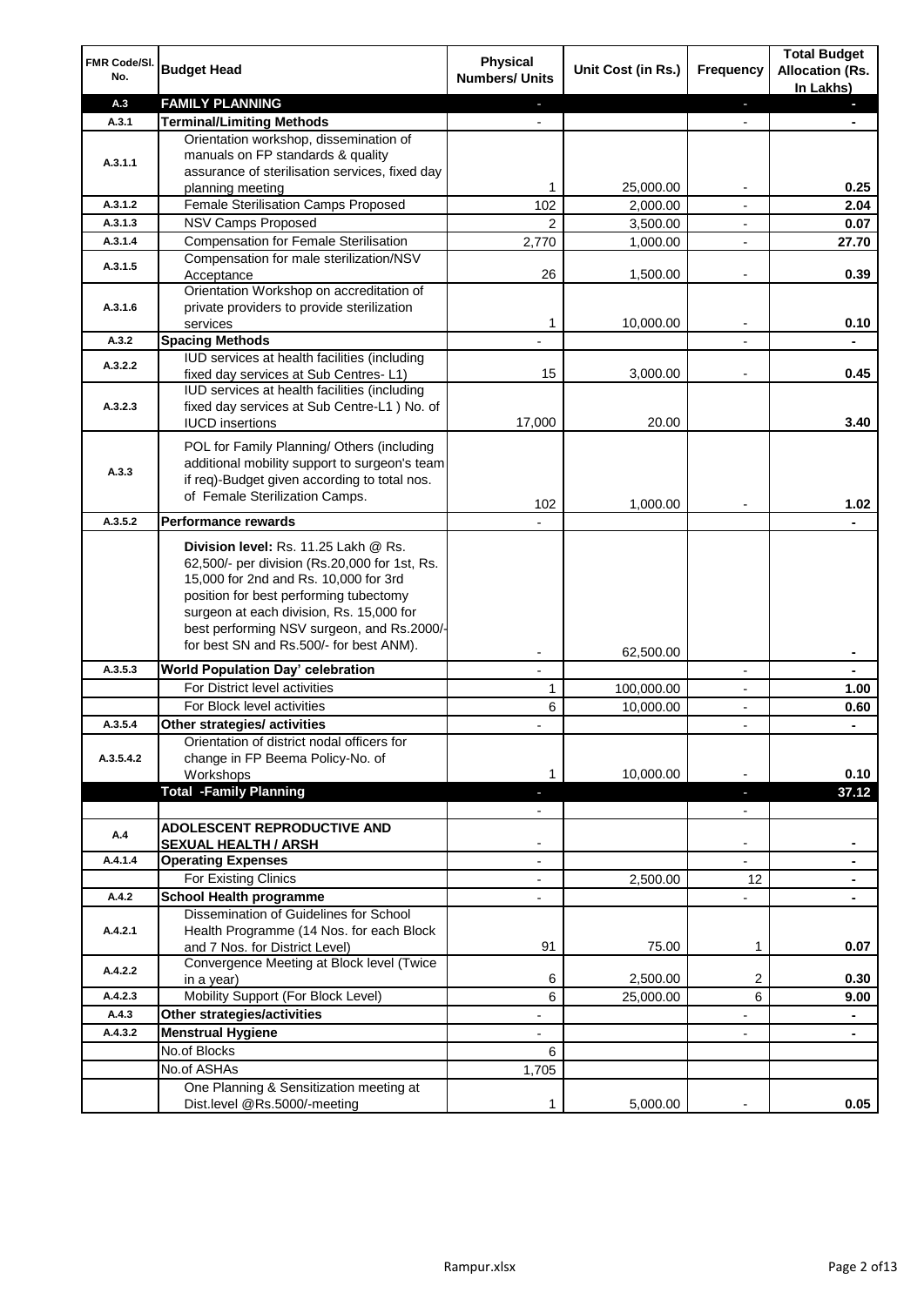| FMR Code/Sl. No. | Budget Head | Physical Numbers/ Units | Unit Cost (in Rs.) | Frequency | Total Budget Allocation (Rs. In Lakhs) |
|---|---|---|---|---|---|
| A.3 | **FAMILY PLANNING** | - | | - | - |
| A.3.1 | **Terminal/Limiting Methods** | - | | - | - |
| A.3.1.1 | Orientation workshop, dissemination of manuals on FP standards & quality assurance of sterilisation services, fixed day planning meeting | 1 | 25,000.00 | - | **0.25** |
| A.3.1.2 | Female Sterilisation Camps Proposed | 102 | 2,000.00 | - | **2.04** |
| A.3.1.3 | NSV Camps Proposed | 2 | 3,500.00 | - | **0.07** |
| A.3.1.4 | Compensation for Female Sterilisation | 2,770 | 1,000.00 | - | **27.70** |
| A.3.1.5 | Compensation for male sterilization/NSV Acceptance | 26 | 1,500.00 | - | **0.39** |
| A.3.1.6 | Orientation Workshop on accreditation of private providers to provide sterilization services | 1 | 10,000.00 | - | **0.10** |
| A.3.2 | **Spacing Methods** | - | | - | - |
| A.3.2.2 | IUD services at health facilities (including fixed day services at Sub Centres- L1) | 15 | 3,000.00 | - | **0.45** |
| A.3.2.3 | IUD services at health facilities (including fixed day services at Sub Centre-L1 ) No. of IUCD insertions | 17,000 | 20.00 | | **3.40** |
| A.3.3 | POL for Family Planning/ Others (including additional mobility support to surgeon's team if req)-Budget given according to total nos. of Female Sterilization Camps. | 102 | 1,000.00 | - | **1.02** |
| A.3.5.2 | **Performance rewards** | - | | | - |
| | **Division level:** Rs. 11.25 Lakh @ Rs. 62,500/- per division (Rs.20,000 for 1st, Rs. 15,000 for 2nd and Rs. 10,000 for 3rd position for best performing tubectomy surgeon at each division, Rs. 15,000 for best performing NSV surgeon, and Rs.2000/- for best SN and Rs.500/- for best ANM). | - | 62,500.00 | | - |
| A.3.5.3 | **World Population Day' celebration** | - | | - | - |
| | For District level activities | 1 | 100,000.00 | - | **1.00** |
| | For Block level activities | 6 | 10,000.00 | - | **0.60** |
| A.3.5.4 | **Other strategies/ activities** | - | | - | - |
| A.3.5.4.2 | Orientation of district nodal officers for change in FP Beema Policy-No. of Workshops | 1 | 10,000.00 | - | **0.10** |
| | **Total -Family Planning** | - | | - | **37.12** |
| | | - | | - | |
| A.4 | **ADOLESCENT REPRODUCTIVE AND SEXUAL HEALTH / ARSH** | - | | - | - |
| A.4.1.4 | **Operating Expenses** | - | | - | - |
| | For Existing Clinics | - | 2,500.00 | 12 | - |
| A.4.2 | **School Health programme** | - | | - | - |
| A.4.2.1 | Dissemination of Guidelines for School Health Programme (14 Nos. for each Block and 7 Nos. for District Level) | 91 | 75.00 | 1 | **0.07** |
| A.4.2.2 | Convergence Meeting at Block level (Twice in a year) | 6 | 2,500.00 | 2 | **0.30** |
| A.4.2.3 | Mobility Support (For Block Level) | 6 | 25,000.00 | 6 | **9.00** |
| A.4.3 | **Other strategies/activities** | - | | - | - |
| A.4.3.2 | **Menstrual Hygiene** | - | | - | - |
| | No.of Blocks | 6 | | | |
| | No.of ASHAs | 1,705 | | | |
| | One Planning & Sensitization meeting at Dist.level @Rs.5000/-meeting | 1 | 5,000.00 | - | **0.05** |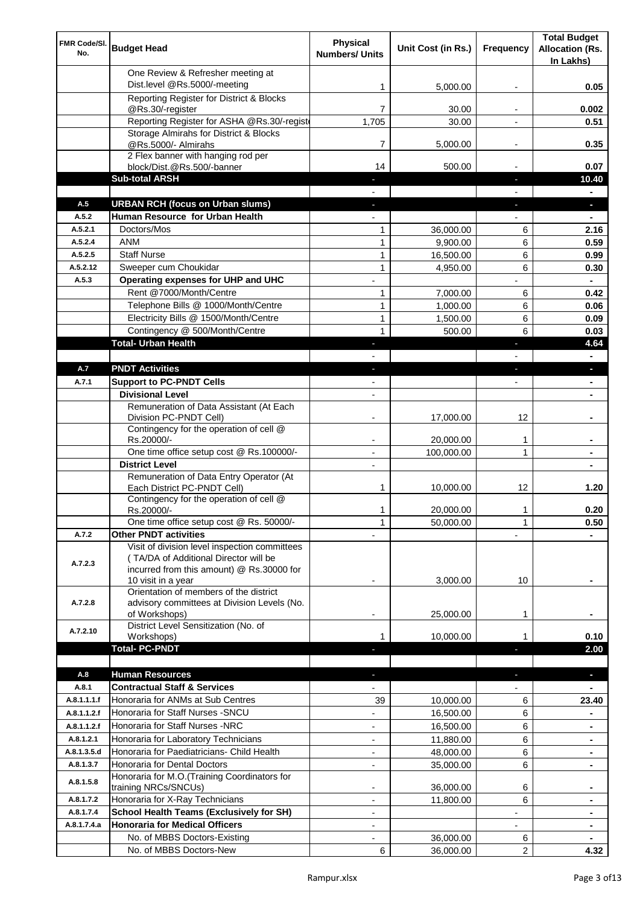| FMR Code/Sl. No. | Budget Head | Physical Numbers/ Units | Unit Cost (in Rs.) | Frequency | Total Budget Allocation (Rs. In Lakhs) |
|---|---|---|---|---|---|
| | One Review & Refresher meeting at Dist.level @Rs.5000/-meeting | 1 | 5,000.00 | - | 0.05 |
| | Reporting Register for District & Blocks @Rs.30/-register | 7 | 30.00 | - | 0.002 |
| | Reporting Register for ASHA @Rs.30/-registe | 1,705 | 30.00 | - | 0.51 |
| | Storage Almirahs for District & Blocks @Rs.5000/- Almirahs | 7 | 5,000.00 | - | 0.35 |
| | 2 Flex banner with hanging rod per block/Dist.@Rs.500/-banner | 14 | 500.00 | - | 0.07 |
| | **Sub-total ARSH** | - | | - | **10.40** |
| | | - | | - | - |
| **A.5** | **URBAN RCH (focus on Urban slums)** | - | | - | - |
| **A.5.2** | **Human Resource for Urban Health** | - | | - | - |
| A.5.2.1 | Doctors/Mos | 1 | 36,000.00 | 6 | 2.16 |
| A.5.2.4 | ANM | 1 | 9,900.00 | 6 | 0.59 |
| A.5.2.5 | Staff Nurse | 1 | 16,500.00 | 6 | 0.99 |
| A.5.2.12 | Sweeper cum Choukidar | 1 | 4,950.00 | 6 | 0.30 |
| **A.5.3** | **Operating expenses for UHP and UHC** | - | | - | - |
| | Rent @7000/Month/Centre | 1 | 7,000.00 | 6 | 0.42 |
| | Telephone Bills @ 1000/Month/Centre | 1 | 1,000.00 | 6 | 0.06 |
| | Electricity Bills @ 1500/Month/Centre | 1 | 1,500.00 | 6 | 0.09 |
| | Contingency @ 500/Month/Centre | 1 | 500.00 | 6 | 0.03 |
| | **Total- Urban Health** | - | | - | **4.64** |
| | | - | | - | - |
| **A.7** | **PNDT Activities** | - | | - | - |
| **A.7.1** | **Support to PC-PNDT Cells** | - | | - | - |
| | **Divisional Level** | - | | | - |
| | Remuneration of Data Assistant (At Each Division PC-PNDT Cell) | - | 17,000.00 | 12 | - |
| | Contingency for the operation of cell @ Rs.20000/- | - | 20,000.00 | 1 | - |
| | One time office setup cost @ Rs.100000/- | - | 100,000.00 | 1 | - |
| | **District Level** | - | | | - |
| | Remuneration of Data Entry Operator (At Each District PC-PNDT Cell) | 1 | 10,000.00 | 12 | 1.20 |
| | Contingency for the operation of cell @ Rs.20000/- | 1 | 20,000.00 | 1 | 0.20 |
| | One time office setup cost @ Rs. 50000/- | 1 | 50,000.00 | 1 | 0.50 |
| **A.7.2** | **Other PNDT activities** | - | | - | - |
| A.7.2.3 | Visit of division level inspection committees ( TA/DA of Additional Director will be incurred from this amount) @ Rs.30000 for 10 visit in a year | - | 3,000.00 | 10 | - |
| A.7.2.8 | Orientation of members of the district advisory committees at Division Levels (No. of Workshops) | - | 25,000.00 | 1 | - |
| A.7.2.10 | District Level Sensitization (No. of Workshops) | 1 | 10,000.00 | 1 | 0.10 |
| | **Total- PC-PNDT** | - | | - | **2.00** |
| | | | | | |
| **A.8** | **Human Resources** | - | | - | - |
| **A.8.1** | **Contractual Staff & Services** | - | | - | - |
| A.8.1.1.1.f | Honoraria for ANMs at Sub Centres | 39 | 10,000.00 | 6 | 23.40 |
| A.8.1.1.2.f | Honoraria for Staff Nurses -SNCU | - | 16,500.00 | 6 | - |
| A.8.1.1.2.f | Honoraria for Staff Nurses -NRC | - | 16,500.00 | 6 | - |
| A.8.1.2.1 | Honoraria for Laboratory Technicians | - | 11,880.00 | 6 | - |
| A.8.1.3.5.d | Honoraria for Paediatricians- Child Health | - | 48,000.00 | 6 | - |
| A.8.1.3.7 | Honoraria for Dental Doctors | - | 35,000.00 | 6 | - |
| A.8.1.5.8 | Honoraria for M.O.(Training Coordinators for training NRCs/SNCUs) | - | 36,000.00 | 6 | - |
| A.8.1.7.2 | Honoraria for X-Ray Technicians | - | 11,800.00 | 6 | - |
| A.8.1.7.4 | **School Health Teams (Exclusively for SH)** | - | | - | - |
| A.8.1.7.4.a | **Honoraria for Medical Officers** | - | | - | - |
| | No. of MBBS Doctors-Existing | - | 36,000.00 | 6 | - |
| | No. of MBBS Doctors-New | 6 | 36,000.00 | 2 | 4.32 |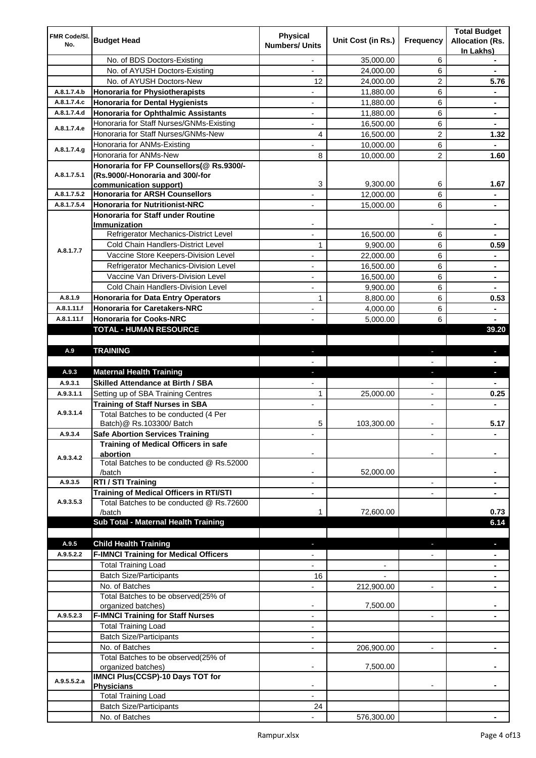| FMR Code/Sl. No. | Budget Head | Physical Numbers/ Units | Unit Cost (in Rs.) | Frequency | Total Budget Allocation (Rs. In Lakhs) |
|---|---|---|---|---|---|
| | No. of BDS Doctors-Existing | - | 35,000.00 | 6 | - |
| | No. of AYUSH Doctors-Existing | - | 24,000.00 | 6 | - |
| | No. of AYUSH Doctors-New | 12 | 24,000.00 | 2 | 5.76 |
| A.8.1.7.4.b | **Honoraria for Physiotherapists** | - | 11,880.00 | 6 | - |
| A.8.1.7.4.c | **Honoraria for Dental Hygienists** | - | 11,880.00 | 6 | - |
| A.8.1.7.4.d | **Honoraria for Ophthalmic Assistants** | - | 11,880.00 | 6 | - |
| A.8.1.7.4.e | Honoraria for Staff Nurses/GNMs-Existing | - | 16,500.00 | 6 | - |
| | Honoraria for Staff Nurses/GNMs-New | 4 | 16,500.00 | 2 | 1.32 |
| A.8.1.7.4.g | Honoraria for ANMs-Existing | - | 10,000.00 | 6 | - |
| | Honoraria for ANMs-New | 8 | 10,000.00 | 2 | 1.60 |
| A.8.1.7.5.1 | **Honoraria for FP Counsellors(@ Rs.9300/- (Rs.9000/-Honoraria and 300/-for communication support)** | 3 | 9,300.00 | 6 | 1.67 |
| A.8.1.7.5.2 | **Honoraria for ARSH Counsellors** | - | 12,000.00 | 6 | - |
| A.8.1.7.5.4 | **Honoraria for Nutritionist-NRC** | - | 15,000.00 | 6 | - |
| A.8.1.7.7 | **Honoraria for Staff under Routine Immunization** | - | | - | - |
| | Refrigerator Mechanics-District Level | - | 16,500.00 | 6 | - |
| | Cold Chain Handlers-District Level | 1 | 9,900.00 | 6 | 0.59 |
| | Vaccine Store Keepers-Division Level | - | 22,000.00 | 6 | - |
| | Refrigerator Mechanics-Division Level | - | 16,500.00 | 6 | - |
| | Vaccine Van Drivers-Division Level | - | 16,500.00 | 6 | - |
| | Cold Chain Handlers-Division Level | - | 9,900.00 | 6 | - |
| A.8.1.9 | **Honoraria for Data Entry Operators** | 1 | 8,800.00 | 6 | 0.53 |
| A.8.1.11.f | **Honoraria for Caretakers-NRC** | - | 4,000.00 | 6 | - |
| A.8.1.11.f | **Honoraria for Cooks-NRC** | - | 5,000.00 | 6 | - |
| | **TOTAL - HUMAN RESOURCE** | | | | **39.20** |
| | | | | | |
| A.9 | **TRAINING** | - | | - | - |
| | | - | | - | - |
| A.9.3 | **Maternal Health Training** | - | | - | - |
| A.9.3.1 | **Skilled Attendance at Birth / SBA** | - | | - | - |
| A.9.3.1.1 | Setting up of SBA Training Centres | 1 | 25,000.00 | - | 0.25 |
| A.9.3.1.4 | **Training of Staff Nurses in SBA** | - | | - | - |
| | Total Batches to be conducted (4 Per Batch)@ Rs.103300/ Batch | 5 | 103,300.00 | - | 5.17 |
| A.9.3.4 | **Safe Abortion Services Training** | - | | - | - |
| A.9.3.4.2 | **Training of Medical Officers in safe abortion** | - | | - | - |
| | Total Batches to be conducted @ Rs.52000 /batch | - | 52,000.00 | | - |
| A.9.3.5 | **RTI / STI Training** | - | | - | - |
| A.9.3.5.3 | **Training of Medical Officers in RTI/STI** | - | | - | - |
| | Total Batches to be conducted @ Rs.72600 /batch | 1 | 72,600.00 | | 0.73 |
| | **Sub Total - Maternal Health Training** | | | | **6.14** |
| | | | | | |
| A.9.5 | **Child Health Training** | - | | - | - |
| A.9.5.2.2 | **F-IMNCI Training for Medical Officers** | - | | - | - |
| | Total Training Load | - | - | | - |
| | Batch Size/Participants | 16 | - | | - |
| | No. of Batches | - | 212,900.00 | - | - |
| | Total Batches to be observed(25% of organized batches) | - | 7,500.00 | | - |
| A.9.5.2.3 | **F-IMNCI Training for Staff Nurses** | - | | - | - |
| | Total Training Load | - | | | |
| | Batch Size/Participants | - | | | |
| | No. of Batches | - | 206,900.00 | - | - |
| | Total Batches to be observed(25% of organized batches) | - | 7,500.00 | | - |
| A.9.5.5.2.a | **IMNCI Plus(CCSP)-10 Days TOT for Physicians** | - | | - | - |
| | Total Training Load | - | | | |
| | Batch Size/Participants | 24 | | | |
| | No. of Batches | - | 576,300.00 | | - |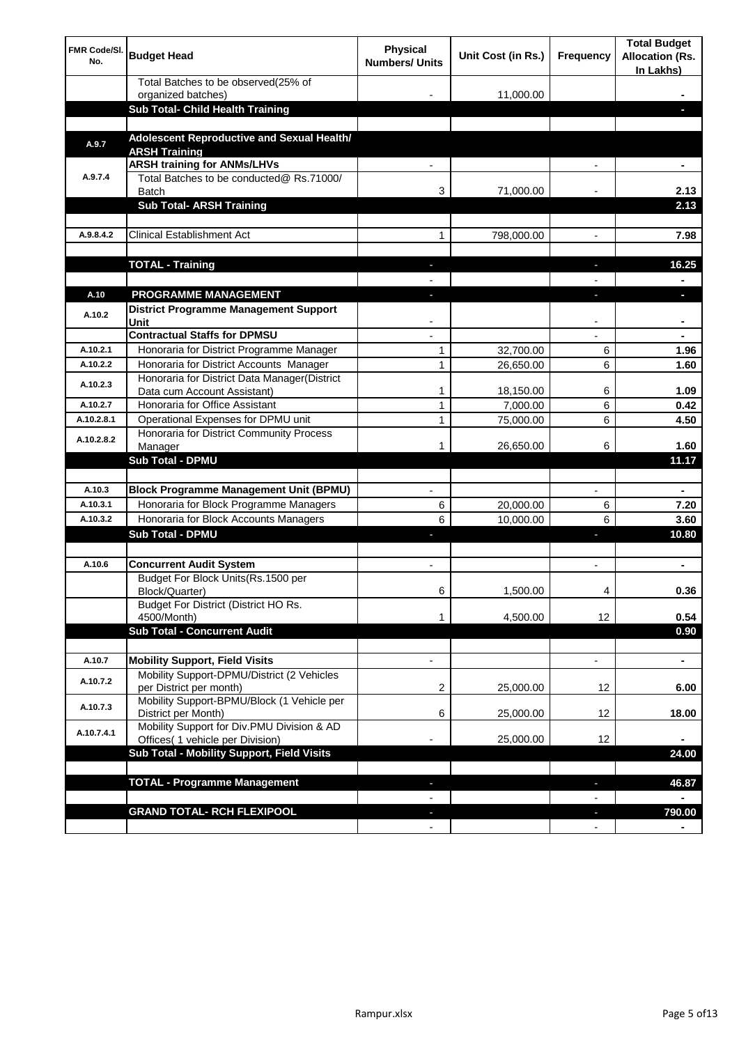| FMR Code/Sl. No. | Budget Head | Physical Numbers/ Units | Unit Cost (in Rs.) | Frequency | Total Budget Allocation (Rs. In Lakhs) |
|---|---|---|---|---|---|
| | Total Batches to be observed(25% of organized batches) | - | 11,000.00 | | - |
| | **Sub Total- Child Health Training** | | | | - |
| | | | | | |
| A.9.7 | **Adolescent Reproductive and Sexual Health/ ARSH Training** | | | | |
| A.9.7.4 | **ARSH training for ANMs/LHVs** | - | | - | - |
| | Total Batches to be conducted@ Rs.71000/ Batch | 3 | 71,000.00 | - | 2.13 |
| | **Sub Total- ARSH Training** | | | | 2.13 |
| | | | | | |
| A.9.8.4.2 | Clinical Establishment Act | 1 | 798,000.00 | - | 7.98 |
| | | | | | |
| | **TOTAL - Training** | - | | - | 16.25 |
| | | - | | - | - |
| A.10 | **PROGRAMME MANAGEMENT** | - | | - | - |
| A.10.2 | **District Programme Management Support Unit** | - | | - | - |
| | **Contractual Staffs for DPMSU** | - | | - | - |
| A.10.2.1 | Honoraria for District Programme Manager | 1 | 32,700.00 | 6 | 1.96 |
| A.10.2.2 | Honoraria for District Accounts Manager | 1 | 26,650.00 | 6 | 1.60 |
| A.10.2.3 | Honoraria for District Data Manager(District Data cum Account Assistant) | 1 | 18,150.00 | 6 | 1.09 |
| A.10.2.7 | Honoraria for Office Assistant | 1 | 7,000.00 | 6 | 0.42 |
| A.10.2.8.1 | Operational Expenses for DPMU unit | 1 | 75,000.00 | 6 | 4.50 |
| A.10.2.8.2 | Honoraria for District Community Process Manager | 1 | 26,650.00 | 6 | 1.60 |
| | **Sub Total - DPMU** | | | | 11.17 |
| | | | | | |
| A.10.3 | **Block Programme Management Unit (BPMU)** | - | | - | - |
| A.10.3.1 | Honoraria for Block Programme Managers | 6 | 20,000.00 | 6 | 7.20 |
| A.10.3.2 | Honoraria for Block Accounts Managers | 6 | 10,000.00 | 6 | 3.60 |
| | **Sub Total - DPMU** | - | | - | 10.80 |
| | | | | | |
| A.10.6 | **Concurrent Audit System** | - | | - | - |
| | Budget For Block Units(Rs.1500 per Block/Quarter) | 6 | 1,500.00 | 4 | 0.36 |
| | Budget For District (District HO Rs. 4500/Month) | 1 | 4,500.00 | 12 | 0.54 |
| | **Sub Total - Concurrent Audit** | | | | 0.90 |
| | | | | | |
| A.10.7 | **Mobility Support, Field Visits** | - | | - | - |
| A.10.7.2 | Mobility Support-DPMU/District (2 Vehicles per District per month) | 2 | 25,000.00 | 12 | 6.00 |
| A.10.7.3 | Mobility Support-BPMU/Block (1 Vehicle per District per Month) | 6 | 25,000.00 | 12 | 18.00 |
| A.10.7.4.1 | Mobility Support for Div.PMU Division & AD Offices( 1 vehicle per Division) | - | 25,000.00 | 12 | - |
| | **Sub Total - Mobility Support, Field Visits** | | | | 24.00 |
| | | | | | |
| | **TOTAL - Programme Management** | - | | - | 46.87 |
| | | - | | - | - |
| | **GRAND TOTAL- RCH FLEXIPOOL** | - | | - | 790.00 |
| | | - | | - | - |

Rampur.xlsx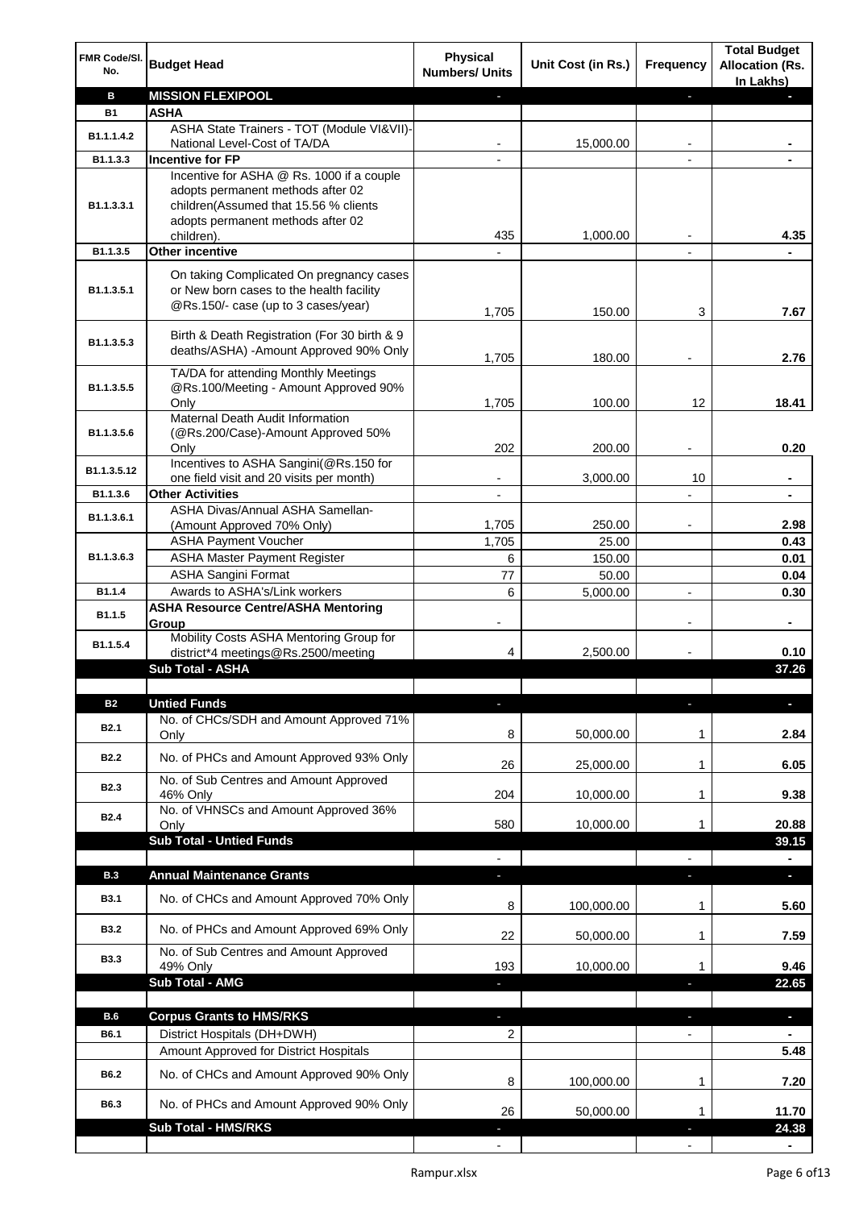| FMR Code/Sl. No. | Budget Head | Physical Numbers/ Units | Unit Cost (in Rs.) | Frequency | Total Budget Allocation (Rs. In Lakhs) |
|---|---|---|---|---|---|
| **B** | **MISSION FLEXIPOOL** | - | | - | - |
| **B1** | **ASHA** | | | | |
| B1.1.1.4.2 | ASHA State Trainers - TOT (Module VI&VII)-National Level-Cost of TA/DA | - | 15,000.00 | - | - |
| B1.1.3.3 | **Incentive for FP** | - | | - | - |
| B1.1.3.3.1 | Incentive for ASHA @ Rs. 1000 if a couple adopts permanent methods after 02 children(Assumed that 15.56 % clients adopts permanent methods after 02 children). | 435 | 1,000.00 | - | 4.35 |
| B1.1.3.5 | **Other incentive** | - | | - | - |
| B1.1.3.5.1 | On taking Complicated On pregnancy cases or New born cases to the health facility @Rs.150/- case (up to 3 cases/year) | 1,705 | 150.00 | 3 | 7.67 |
| B1.1.3.5.3 | Birth & Death Registration (For 30 birth & 9 deaths/ASHA) -Amount Approved 90% Only | 1,705 | 180.00 | - | 2.76 |
| B1.1.3.5.5 | TA/DA for attending Monthly Meetings @Rs.100/Meeting - Amount Approved 90% Only | 1,705 | 100.00 | 12 | 18.41 |
| B1.1.3.5.6 | Maternal Death Audit Information (@Rs.200/Case)-Amount Approved 50% Only | 202 | 200.00 | - | 0.20 |
| B1.1.3.5.12 | Incentives to ASHA Sangini(@Rs.150 for one field visit and 20 visits per month) | - | 3,000.00 | 10 | - |
| B1.1.3.6 | **Other Activities** | - | | - | - |
| B1.1.3.6.1 | ASHA Divas/Annual ASHA Samellan-(Amount Approved 70% Only) | 1,705 | 250.00 | - | 2.98 |
| B1.1.3.6.3 | ASHA Payment Voucher | 1,705 | 25.00 | | 0.43 |
| | ASHA Master Payment Register | 6 | 150.00 | | 0.01 |
| | ASHA Sangini Format | 77 | 50.00 | | 0.04 |
| B1.1.4 | Awards to ASHA's/Link workers | 6 | 5,000.00 | - | 0.30 |
| B1.1.5 | **ASHA Resource Centre/ASHA Mentoring Group** | - | | - | - |
| B1.1.5.4 | Mobility Costs ASHA Mentoring Group for district*4 meetings@Rs.2500/meeting | 4 | 2,500.00 | - | 0.10 |
| | **Sub Total - ASHA** | | | | **37.26** |
| | | | | | |
| **B2** | **Untied Funds** | - | | - | - |
| B2.1 | No. of CHCs/SDH and Amount Approved 71% Only | 8 | 50,000.00 | 1 | 2.84 |
| B2.2 | No. of PHCs and Amount Approved 93% Only | 26 | 25,000.00 | 1 | 6.05 |
| B2.3 | No. of Sub Centres and Amount Approved 46% Only | 204 | 10,000.00 | 1 | 9.38 |
| B2.4 | No. of VHNSCs and Amount Approved 36% Only | 580 | 10,000.00 | 1 | 20.88 |
| | **Sub Total - Untied Funds** | | | | **39.15** |
| | | - | | - | - |
| **B.3** | **Annual Maintenance Grants** | - | | - | - |
| B3.1 | No. of CHCs and Amount Approved 70% Only | 8 | 100,000.00 | 1 | 5.60 |
| B3.2 | No. of PHCs and Amount Approved 69% Only | 22 | 50,000.00 | 1 | 7.59 |
| B3.3 | No. of Sub Centres and Amount Approved 49% Only | 193 | 10,000.00 | 1 | 9.46 |
| | **Sub Total - AMG** | - | | - | **22.65** |
| | | | | | |
| **B.6** | **Corpus Grants to HMS/RKS** | - | | - | - |
| B6.1 | District Hospitals (DH+DWH) | 2 | | - | - |
| | Amount Approved for District Hospitals | | | | 5.48 |
| B6.2 | No. of CHCs and Amount Approved 90% Only | 8 | 100,000.00 | 1 | 7.20 |
| B6.3 | No. of PHCs and Amount Approved 90% Only | 26 | 50,000.00 | 1 | 11.70 |
| | **Sub Total - HMS/RKS** | - | | - | **24.38** |
| | | - | | - | - |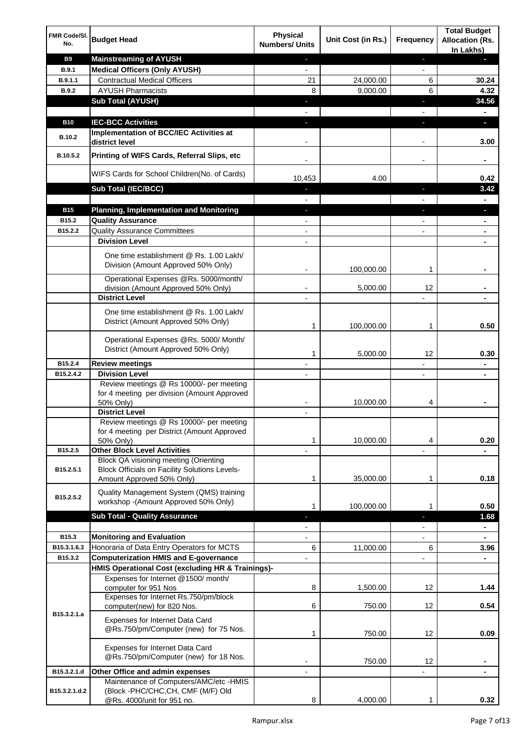| FMR Code/Sl. No. | Budget Head | Physical Numbers/ Units | Unit Cost (in Rs.) | Frequency | Total Budget Allocation (Rs. In Lakhs) |
|---|---|---|---|---|---|
| **B9** | **Mainstreaming of AYUSH** | - | | - | - |
| **B.9.1** | **Medical Officers (Only AYUSH)** | - | | - | |
| **B.9.1.1** | Contractual Medical Officers | 21 | 24,000.00 | 6 | **30.24** |
| **B.9.2** | AYUSH Pharmacists | 8 | 9,000.00 | 6 | **4.32** |
| | **Sub Total (AYUSH)** | - | | - | **34.56** |
| | | - | | - | - |
| **B10** | **IEC-BCC Activities** | - | | - | - |
| **B.10.2** | **Implementation of BCC/IEC Activities at district level** | - | | - | **3.00** |
| **B.10.5.2** | **Printing of WIFS Cards, Referral Slips, etc** | - | | - | - |
| | WIFS Cards for School Children(No. of Cards) | 10,453 | 4.00 | | **0.42** |
| | **Sub Total (IEC/BCC)** | - | | - | **3.42** |
| | | - | | - | - |
| **B15** | **Planning, Implementation and Monitoring** | - | | - | - |
| **B15.2** | **Quality Assurance** | - | | - | - |
| **B15.2.2** | Quality Assurance Committees | - | | - | - |
| | **Division Level** | - | | | - |
| | One time establishment @ Rs. 1.00 Lakh/ Division (Amount Approved 50% Only) | - | 100,000.00 | 1 | - |
| | Operational Expenses @Rs. 5000/month/ division (Amount Approved 50% Only) | - | 5,000.00 | 12 | - |
| | **District Level** | - | | - | - |
| | One time establishment @ Rs. 1.00 Lakh/ District (Amount Approved 50% Only) | 1 | 100,000.00 | 1 | **0.50** |
| | Operational Expenses @Rs. 5000/ Month/ District (Amount Approved 50% Only) | 1 | 5,000.00 | 12 | **0.30** |
| **B15.2.4** | **Review meetings** | - | | - | - |
| **B15.2.4.2** | **Division Level** | - | | - | - |
| | Review meetings @ Rs 10000/- per meeting for 4 meeting per division (Amount Approved 50% Only) | - | 10,000.00 | 4 | - |
| | **District Level** | - | | | |
| | Review meetings @ Rs 10000/- per meeting for 4 meeting per District (Amount Approved 50% Only) | 1 | 10,000.00 | 4 | **0.20** |
| **B15.2.5** | **Other Block Level Activities** | - | | - | - |
| **B15.2.5.1** | Block QA visioning meeting (Orienting Block Officials on Facility Solutions Levels-Amount Approved 50% Only) | 1 | 35,000.00 | 1 | **0.18** |
| **B15.2.5.2** | Quality Management System (QMS) training workshop -(Amount Approved 50% Only) | 1 | 100,000.00 | 1 | **0.50** |
| | **Sub Total - Quality Assurance** | - | | - | **1.68** |
| | | - | | - | - |
| **B15.3** | **Monitoring and Evaluation** | - | | - | - |
| **B15.3.1.6.3** | Honoraria of Data Entry Operators for MCTS | 6 | 11,000.00 | 6 | **3.96** |
| **B15.3.2** | **Computerization HMIS and E-governance** | - | | - | - |
| | **HMIS Operational Cost (excluding HR & Trainings)-** | | | | |
| **B15.3.2.1.a** | Expenses for Internet @1500/ month/ computer for 951 Nos | 8 | 1,500.00 | 12 | **1.44** |
| | Expenses for Internet Rs.750/pm/block computer(new) for 820 Nos. | 6 | 750.00 | 12 | **0.54** |
| | Expenses for Internet Data Card @Rs.750/pm/Computer (new) for 75 Nos. | 1 | 750.00 | 12 | **0.09** |
| | Expenses for Internet Data Card @Rs.750/pm/Computer (new) for 18 Nos. | - | 750.00 | 12 | - |
| **B15.3.2.1.d** | **Other Office and admin expenses** | - | | - | - |
| **B15.3.2.1.d.2** | Maintenance of Computers/AMC/etc -HMIS (Block -PHC/CHC,CH, CMF (M/F) Old @Rs. 4000/unit for 951 no. | 8 | 4,000.00 | 1 | **0.32** |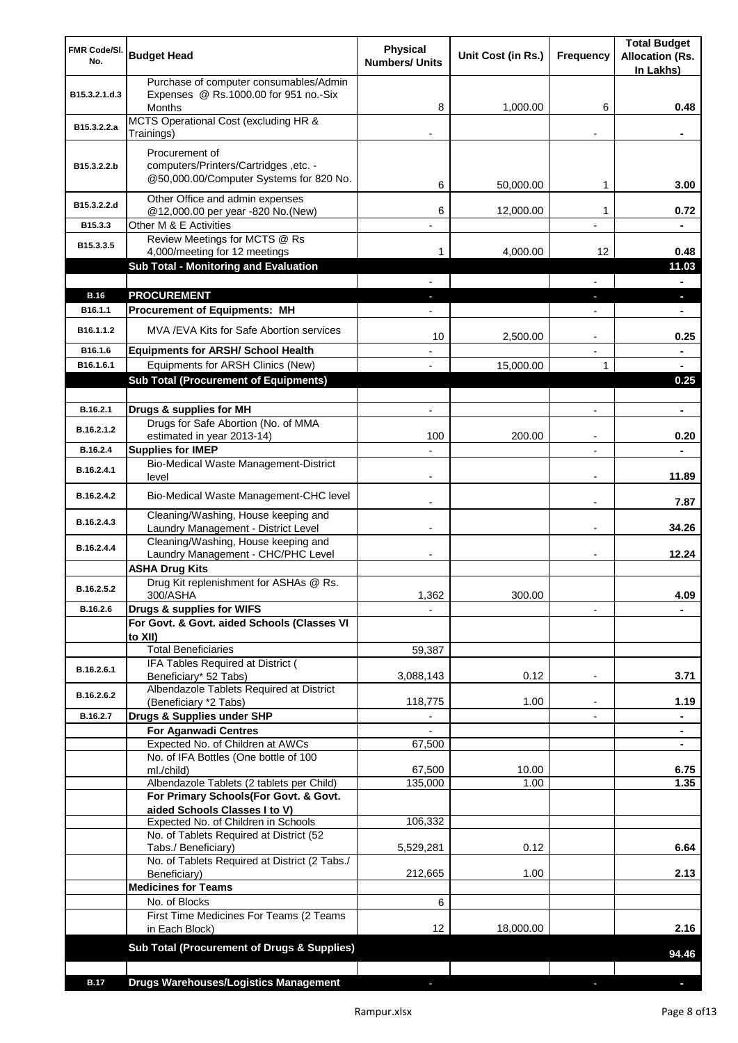| FMR Code/Sl. No. | Budget Head | Physical Numbers/ Units | Unit Cost (in Rs.) | Frequency | Total Budget Allocation (Rs. In Lakhs) |
|---|---|---|---|---|---|
| B15.3.2.1.d.3 | Purchase of computer consumables/Admin Expenses @ Rs.1000.00 for 951 no.-Six Months | 8 | 1,000.00 | 6 | 0.48 |
| B15.3.2.2.a | MCTS Operational Cost (excluding HR & Trainings) | - | | - | - |
| B15.3.2.2.b | Procurement of computers/Printers/Cartridges ,etc. - @50,000.00/Computer Systems for 820 No. | 6 | 50,000.00 | 1 | 3.00 |
| B15.3.2.2.d | Other Office and admin expenses @12,000.00 per year -820 No.(New) | 6 | 12,000.00 | 1 | 0.72 |
| B15.3.3 | Other M & E Activities | - | | - | - |
| B15.3.3.5 | Review Meetings for MCTS @ Rs 4,000/meeting for 12 meetings | 1 | 4,000.00 | 12 | 0.48 |
| | **Sub Total - Monitoring and Evaluation** | | | | **11.03** |
| | | - | | - | - |
| **B.16** | **PROCUREMENT** | - | | - | - |
| B16.1.1 | **Procurement of Equipments: MH** | - | | - | - |
| B16.1.1.2 | MVA /EVA Kits for Safe Abortion services | 10 | 2,500.00 | - | 0.25 |
| B16.1.6 | **Equipments for ARSH/ School Health** | - | | - | - |
| B16.1.6.1 | Equipments for ARSH Clinics (New) | - | 15,000.00 | 1 | - |
| | **Sub Total (Procurement of Equipments)** | | | | **0.25** |
| | | | | | |
| B.16.2.1 | **Drugs & supplies for MH** | - | | - | - |
| B.16.2.1.2 | Drugs for Safe Abortion (No. of MMA estimated in year 2013-14) | 100 | 200.00 | - | 0.20 |
| B.16.2.4 | **Supplies for IMEP** | - | | - | - |
| B.16.2.4.1 | Bio-Medical Waste Management-District level | - | | - | 11.89 |
| B.16.2.4.2 | Bio-Medical Waste Management-CHC level | - | | - | 7.87 |
| B.16.2.4.3 | Cleaning/Washing, House keeping and Laundry Management - District Level | - | | - | 34.26 |
| B.16.2.4.4 | Cleaning/Washing, House keeping and Laundry Management - CHC/PHC Level | - | | - | 12.24 |
| | **ASHA Drug Kits** | | | | |
| B.16.2.5.2 | Drug Kit replenishment for ASHAs @ Rs. 300/ASHA | 1,362 | 300.00 | | 4.09 |
| B.16.2.6 | **Drugs & supplies for WIFS** | - | | - | - |
| | **For Govt. & Govt. aided Schools (Classes VI to XII)** | | | | |
| | Total Beneficiaries | 59,387 | | | |
| B.16.2.6.1 | IFA Tables Required at District ( Beneficiary* 52 Tabs) | 3,088,143 | 0.12 | - | 3.71 |
| B.16.2.6.2 | Albendazole Tablets Required at District (Beneficiary *2 Tabs) | 118,775 | 1.00 | - | 1.19 |
| B.16.2.7 | **Drugs & Supplies under SHP** | - | | - | - |
| | **For Aganwadi Centres** | - | | | - |
| | Expected No. of Children at AWCs | 67,500 | | | - |
| | No. of IFA Bottles (One bottle of 100 ml./child) | 67,500 | 10.00 | | 6.75 |
| | Albendazole Tablets (2 tablets per Child) | 135,000 | 1.00 | | 1.35 |
| | **For Primary Schools(For Govt. & Govt. aided Schools Classes I to V)** | | | | |
| | Expected No. of Children in Schools | 106,332 | | | |
| | No. of Tablets Required at District (52 Tabs./ Beneficiary) | 5,529,281 | 0.12 | | 6.64 |
| | No. of Tablets Required at District (2 Tabs./ Beneficiary) | 212,665 | 1.00 | | 2.13 |
| | **Medicines for Teams** | | | | |
| | No. of Blocks | 6 | | | |
| | First Time Medicines For Teams (2 Teams in Each Block) | 12 | 18,000.00 | | 2.16 |
| | **Sub Total (Procurement of Drugs & Supplies)** | | | | **94.46** |
| | | | | | |
| **B.17** | **Drugs Warehouses/Logistics Management** | - | | - | - |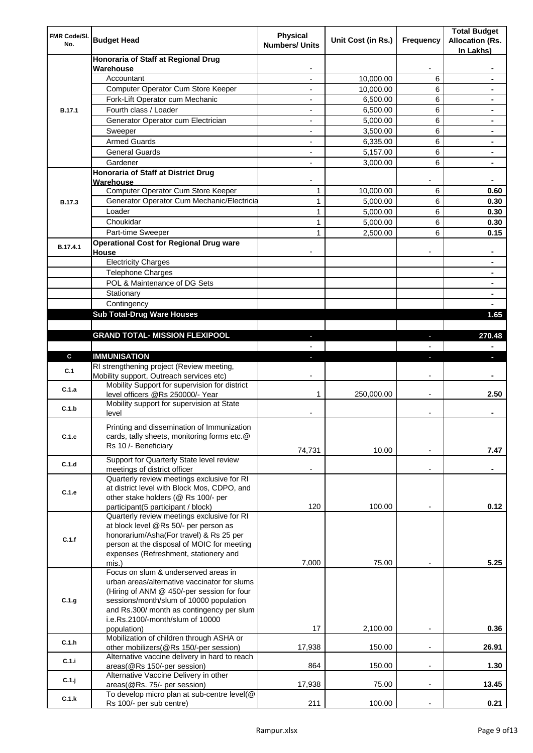| FMR Code/Sl. No. | Budget Head | Physical Numbers/ Units | Unit Cost (in Rs.) | Frequency | Total Budget Allocation (Rs. In Lakhs) |
|---|---|---|---|---|---|
| B.17.1 | **Honoraria of Staff at Regional Drug Warehouse** | - | | - | - |
| | Accountant | - | 10,000.00 | 6 | - |
| | Computer Operator Cum Store Keeper | - | 10,000.00 | 6 | - |
| | Fork-Lift Operator cum Mechanic | - | 6,500.00 | 6 | - |
| | Fourth class / Loader | - | 6,500.00 | 6 | - |
| | Generator Operator cum Electrician | - | 5,000.00 | 6 | - |
| | Sweeper | - | 3,500.00 | 6 | - |
| | Armed Guards | - | 6,335.00 | 6 | - |
| | General Guards | - | 5,157.00 | 6 | - |
| | Gardener | - | 3,000.00 | 6 | - |
| B.17.3 | **Honoraria of Staff at District Drug Warehouse** | - | | - | - |
| | Computer Operator Cum Store Keeper | 1 | 10,000.00 | 6 | **0.60** |
| | Generator Operator Cum Mechanic/Electricia | 1 | 5,000.00 | 6 | **0.30** |
| | Loader | 1 | 5,000.00 | 6 | **0.30** |
| | Choukidar | 1 | 5,000.00 | 6 | **0.30** |
| | Part-time Sweeper | 1 | 2,500.00 | 6 | **0.15** |
| B.17.4.1 | **Operational Cost for Regional Drug ware House** | - | | - | - |
| | Electricity Charges | | | | - |
| | Telephone Charges | | | | - |
| | POL & Maintenance of DG Sets | | | | - |
| | Stationary | | | | - |
| | Contingency | | | | - |
| | **Sub Total-Drug Ware Houses** | | | | **1.65** |
| | | | | | |
| | **GRAND TOTAL- MISSION FLEXIPOOL** | - | | - | **270.48** |
| | | - | | - | - |
| **C** | **IMMUNISATION** | - | | - | - |
| C.1 | RI strengthening project (Review meeting, Mobility support, Outreach services etc) | - | | - | - |
| C.1.a | Mobility Support for supervision for district level officers @Rs 250000/- Year | 1 | 250,000.00 | - | **2.50** |
| C.1.b | Mobility support for supervision at State level | - | | - | - |
| C.1.c | Printing and dissemination of Immunization cards, tally sheets, monitoring forms etc.@ Rs 10 /- Beneficiary | 74,731 | 10.00 | - | **7.47** |
| C.1.d | Support for Quarterly State level review meetings of district officer | - | | - | - |
| C.1.e | Quarterly review meetings exclusive for RI at district level with Block Mos, CDPO, and other stake holders (@ Rs 100/- per participant(5 participant / block) | 120 | 100.00 | - | **0.12** |
| C.1.f | Quarterly review meetings exclusive for RI at block level @Rs 50/- per person as honorarium/Asha(For travel) & Rs 25 per person at the disposal of MOIC for meeting expenses (Refreshment, stationery and mis.) | 7,000 | 75.00 | - | **5.25** |
| C.1.g | Focus on slum & underserved areas in urban areas/alternative vaccinator for slums (Hiring of ANM @ 450/-per session for four sessions/month/slum of 10000 population and Rs.300/ month as contingency per slum i.e.Rs.2100/-month/slum of 10000 population) | 17 | 2,100.00 | - | **0.36** |
| C.1.h | Mobilization of children through ASHA or other mobilizers(@Rs 150/-per session) | 17,938 | 150.00 | - | **26.91** |
| C.1.i | Alternative vaccine delivery in hard to reach areas(@Rs 150/-per session) | 864 | 150.00 | - | **1.30** |
| C.1.j | Alternative Vaccine Delivery in other areas(@Rs. 75/- per session) | 17,938 | 75.00 | - | **13.45** |
| C.1.k | To develop micro plan at sub-centre level(@ Rs 100/- per sub centre) | 211 | 100.00 | - | **0.21** |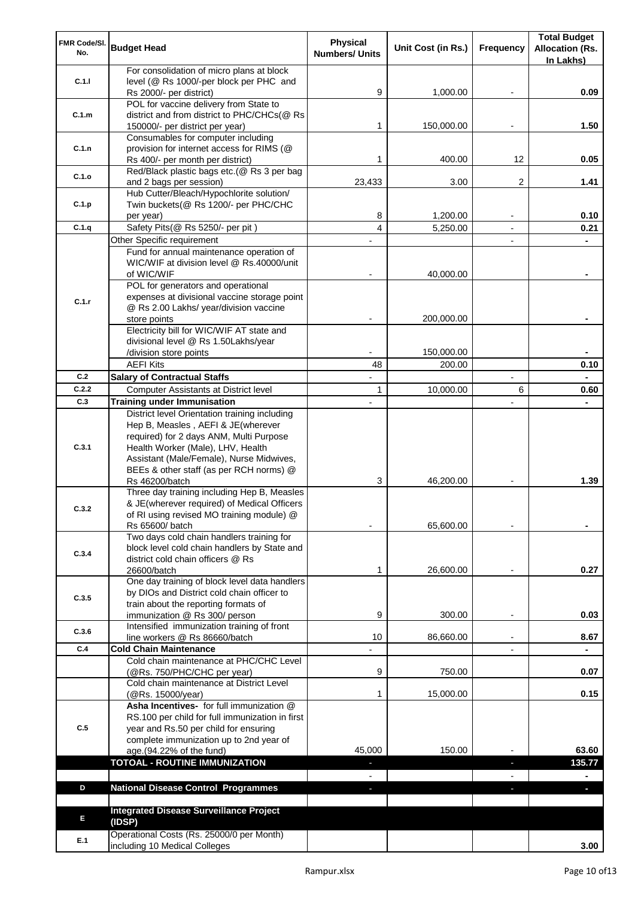| FMR Code/Sl. No. | Budget Head | Physical Numbers/ Units | Unit Cost (in Rs.) | Frequency | Total Budget Allocation (Rs. In Lakhs) |
|---|---|---|---|---|---|
| C.1.l | For consolidation of micro plans at block level (@ Rs 1000/-per block per PHC and Rs 2000/- per district) | 9 | 1,000.00 | - | 0.09 |
| C.1.m | POL for vaccine delivery from State to district and from district to PHC/CHCs(@ Rs 150000/- per district per year) | 1 | 150,000.00 | - | 1.50 |
| C.1.n | Consumables for computer including provision for internet access for RIMS (@ Rs 400/- per month per district) | 1 | 400.00 | 12 | 0.05 |
| C.1.o | Red/Black plastic bags etc.(@ Rs 3 per bag and 2 bags per session) | 23,433 | 3.00 | 2 | 1.41 |
| C.1.p | Hub Cutter/Bleach/Hypochlorite solution/ Twin buckets(@ Rs 1200/- per PHC/CHC per year) | 8 | 1,200.00 | - | 0.10 |
| C.1.q | Safety Pits(@ Rs 5250/- per pit ) | 4 | 5,250.00 | - | 0.21 |
| C.1.r | Other Specific requirement | - | | - | - |
| | Fund for annual maintenance operation of WIC/WIF at division level @ Rs.40000/unit of WIC/WIF | - | 40,000.00 | | - |
| | POL for generators and operational expenses at divisional vaccine storage point @ Rs 2.00 Lakhs/ year/division vaccine store points | - | 200,000.00 | | - |
| | Electricity bill for WIC/WIF AT state and divisional level @ Rs 1.50Lakhs/year /division store points | - | 150,000.00 | | - |
| | AEFI Kits | 48 | 200.00 | | 0.10 |
| C.2 | **Salary of Contractual Staffs** | - | | - | - |
| C.2.2 | Computer Assistants at District level | 1 | 10,000.00 | 6 | 0.60 |
| C.3 | **Training under Immunisation** | - | | - | - |
| C.3.1 | District level Orientation training including Hep B, Measles , AEFI & JE(wherever required) for 2 days ANM, Multi Purpose Health Worker (Male), LHV, Health Assistant (Male/Female), Nurse Midwives, BEEs & other staff (as per RCH norms) @ Rs 46200/batch | 3 | 46,200.00 | - | 1.39 |
| C.3.2 | Three day training including Hep B, Measles & JE(wherever required) of Medical Officers of RI using revised MO training module) @ Rs 65600/ batch | - | 65,600.00 | - | - |
| C.3.4 | Two days cold chain handlers training for block level cold chain handlers by State and district cold chain officers @ Rs 26600/batch | 1 | 26,600.00 | - | 0.27 |
| C.3.5 | One day training of block level data handlers by DIOs and District cold chain officer to train about the reporting formats of immunization @ Rs 300/ person | 9 | 300.00 | - | 0.03 |
| C.3.6 | Intensified immunization training of front line workers @ Rs 86660/batch | 10 | 86,660.00 | - | 8.67 |
| C.4 | **Cold Chain Maintenance** | - | | - | - |
| | Cold chain maintenance at PHC/CHC Level (@Rs. 750/PHC/CHC per year) | 9 | 750.00 | | 0.07 |
| | Cold chain maintenance at District Level (@Rs. 15000/year) | 1 | 15,000.00 | | 0.15 |
| C.5 | **Asha Incentives-** for full immunization @ RS.100 per child for full immunization in first year and Rs.50 per child for ensuring complete immunization up to 2nd year of age.(94.22% of the fund) | 45,000 | 150.00 | - | 63.60 |
| | **TOTOAL - ROUTINE IMMUNIZATION** | - | | - | **135.77** |
| | | - | | - | - |
| D | **National Disease Control Programmes** | - | | - | - |
| | | | | | |
| E | **Integrated Disease Surveillance Project (IDSP)** | | | | |
| E.1 | Operational Costs (Rs. 25000/0 per Month) including 10 Medical Colleges | | | | 3.00 |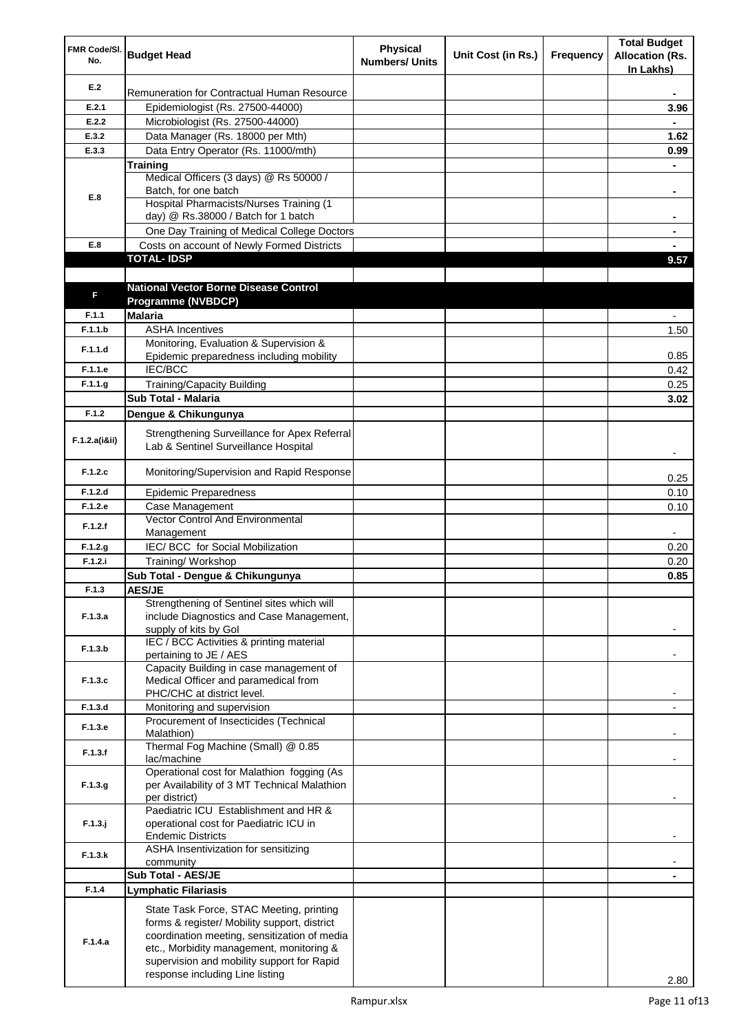| FMR Code/Sl. No. | Budget Head | Physical Numbers/ Units | Unit Cost (in Rs.) | Frequency | Total Budget Allocation (Rs. In Lakhs) |
|---|---|---|---|---|---|
| E.2 | Remuneration for Contractual Human Resource | | | | - |
| E.2.1 | Epidemiologist (Rs. 27500-44000) | | | | 3.96 |
| E.2.2 | Microbiologist (Rs. 27500-44000) | | | | - |
| E.3.2 | Data Manager (Rs. 18000 per Mth) | | | | 1.62 |
| E.3.3 | Data Entry Operator (Rs. 11000/mth) | | | | 0.99 |
| E.8 | **Training** | | | | - |
| | Medical Officers (3 days) @ Rs 50000 / Batch, for one batch | | | | - |
| | Hospital Pharmacists/Nurses Training (1 day) @ Rs.38000 / Batch for 1 batch | | | | - |
| | One Day Training of Medical College Doctors | | | | - |
| E.8 | Costs on account of Newly Formed Districts | | | | - |
| | **TOTAL- IDSP** | | | | **9.57** |
| | | | | | |
| F | **National Vector Borne Disease Control Programme (NVBDCP)** | | | | |
| F.1.1 | **Malaria** | | | | - |
| F.1.1.b | ASHA Incentives | | | | 1.50 |
| F.1.1.d | Monitoring, Evaluation & Supervision & Epidemic preparedness including mobility | | | | 0.85 |
| F.1.1.e | IEC/BCC | | | | 0.42 |
| F.1.1.g | Training/Capacity Building | | | | 0.25 |
| | **Sub Total - Malaria** | | | | **3.02** |
| F.1.2 | **Dengue & Chikungunya** | | | | |
| F.1.2.a(i&ii) | Strengthening Surveillance for Apex Referral Lab & Sentinel Surveillance Hospital | | | | - |
| F.1.2.c | Monitoring/Supervision and Rapid Response | | | | 0.25 |
| F.1.2.d | Epidemic Preparedness | | | | 0.10 |
| F.1.2.e | Case Management | | | | 0.10 |
| F.1.2.f | Vector Control And Environmental Management | | | | - |
| F.1.2.g | IEC/ BCC for Social Mobilization | | | | 0.20 |
| F.1.2.i | Training/ Workshop | | | | 0.20 |
| | **Sub Total - Dengue & Chikungunya** | | | | **0.85** |
| F.1.3 | **AES/JE** | | | | |
| F.1.3.a | Strengthening of Sentinel sites which will include Diagnostics and Case Management, supply of kits by GoI | | | | - |
| F.1.3.b | IEC / BCC Activities & printing material pertaining to JE / AES | | | | - |
| F.1.3.c | Capacity Building in case management of Medical Officer and paramedical from PHC/CHC at district level. | | | | - |
| F.1.3.d | Monitoring and supervision | | | | - |
| F.1.3.e | Procurement of Insecticides (Technical Malathion) | | | | - |
| F.1.3.f | Thermal Fog Machine (Small) @ 0.85 lac/machine | | | | - |
| F.1.3.g | Operational cost for Malathion fogging (As per Availability of 3 MT Technical Malathion per district) | | | | - |
| F.1.3.j | Paediatric ICU Establishment and HR & operational cost for Paediatric ICU in Endemic Districts | | | | - |
| F.1.3.k | ASHA Insentivization for sensitizing community | | | | - |
| | **Sub Total - AES/JE** | | | | **-** |
| F.1.4 | **Lymphatic Filariasis** | | | | |
| F.1.4.a | State Task Force, STAC Meeting, printing forms & register/ Mobility support, district coordination meeting, sensitization of media etc., Morbidity management, monitoring & supervision and mobility support for Rapid response including Line listing | | | | 2.80 |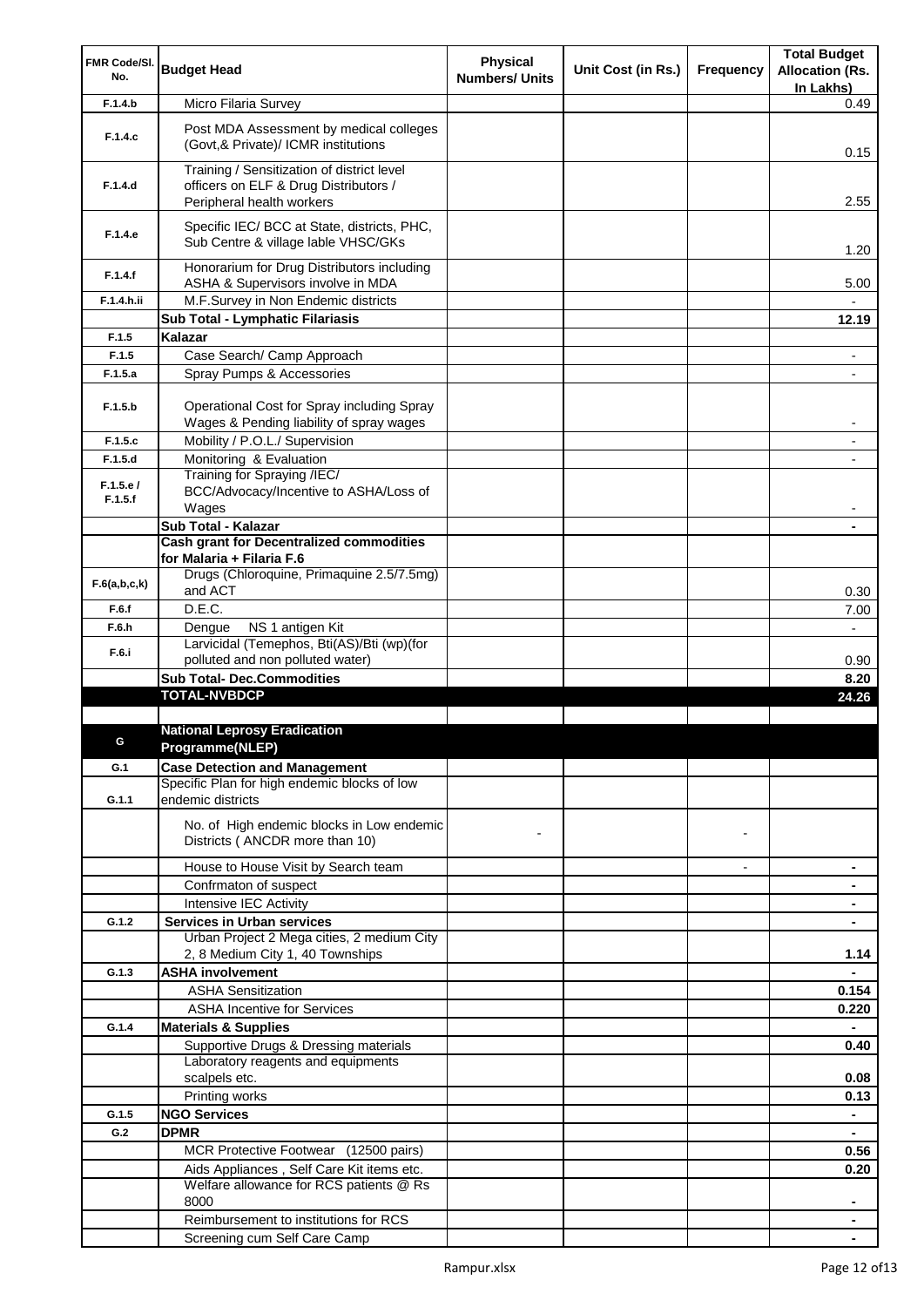| FMR Code/Sl. No. | Budget Head | Physical Numbers/ Units | Unit Cost (in Rs.) | Frequency | Total Budget Allocation (Rs. In Lakhs) |
|---|---|---|---|---|---|
| F.1.4.b | Micro Filaria Survey | | | | 0.49 |
| F.1.4.c | Post MDA Assessment by medical colleges (Govt,& Private)/ ICMR institutions | | | | 0.15 |
| F.1.4.d | Training / Sensitization of district level officers on ELF & Drug Distributors / Peripheral health workers | | | | 2.55 |
| F.1.4.e | Specific IEC/ BCC at State, districts, PHC, Sub Centre & village lable VHSC/GKs | | | | 1.20 |
| F.1.4.f | Honorarium for Drug Distributors including ASHA & Supervisors involve in MDA | | | | 5.00 |
| F.1.4.h.ii | M.F.Survey in Non Endemic districts | | | | - |
| | **Sub Total - Lymphatic Filariasis** | | | | **12.19** |
| F.1.5 | **Kalazar** | | | | |
| F.1.5 | Case Search/ Camp Approach | | | | - |
| F.1.5.a | Spray Pumps & Accessories | | | | - |
| F.1.5.b | Operational Cost for Spray including Spray Wages & Pending liability of spray wages | | | | - |
| F.1.5.c | Mobility / P.O.L./ Supervision | | | | - |
| F.1.5.d | Monitoring & Evaluation | | | | - |
| F.1.5.e / F.1.5.f | Training for Spraying /IEC/ BCC/Advocacy/Incentive to ASHA/Loss of Wages | | | | - |
| | **Sub Total - Kalazar** | | | | **-** |
| | **Cash grant for Decentralized commodities for Malaria + Filaria F.6** | | | | |
| F.6(a,b,c,k) | Drugs (Chloroquine, Primaquine 2.5/7.5mg) and ACT | | | | 0.30 |
| F.6.f | D.E.C. | | | | 7.00 |
| F.6.h | Dengue NS 1 antigen Kit | | | | - |
| F.6.i | Larvicidal (Temephos, Bti(AS)/Bti (wp)(for polluted and non polluted water) | | | | 0.90 |
| | **Sub Total- Dec.Commodities** | | | | **8.20** |
| | **TOTAL-NVBDCP** | | | | **24.26** |
| | | | | | |
| G | **National Leprosy Eradication Programme(NLEP)** | | | | |
| G.1 | **Case Detection and Management** | | | | |
| G.1.1 | Specific Plan for high endemic blocks of low endemic districts | | | | |
| | No. of High endemic blocks in Low endemic Districts ( ANCDR more than 10) | - | | - | |
| | House to House Visit by Search team | | | - | **-** |
| | Confrmaton of suspect | | | | **-** |
| | Intensive IEC Activity | | | | **-** |
| G.1.2 | **Services in Urban services** | | | | **-** |
| | Urban Project 2 Mega cities, 2 medium City 2, 8 Medium City 1, 40 Townships | | | | **1.14** |
| G.1.3 | **ASHA involvement** | | | | **-** |
| | ASHA Sensitization | | | | **0.154** |
| | ASHA Incentive for Services | | | | **0.220** |
| G.1.4 | **Materials & Supplies** | | | | **-** |
| | Supportive Drugs & Dressing materials | | | | **0.40** |
| | Laboratory reagents and equipments scalpels etc. | | | | **0.08** |
| | Printing works | | | | **0.13** |
| G.1.5 | **NGO Services** | | | | **-** |
| G.2 | **DPMR** | | | | **-** |
| | MCR Protective Footwear (12500 pairs) | | | | **0.56** |
| | Aids Appliances , Self Care Kit items etc. | | | | **0.20** |
| | Welfare allowance for RCS patients @ Rs 8000 | | | | **-** |
| | Reimbursement to institutions for RCS | | | | **-** |
| | Screening cum Self Care Camp | | | | **-** |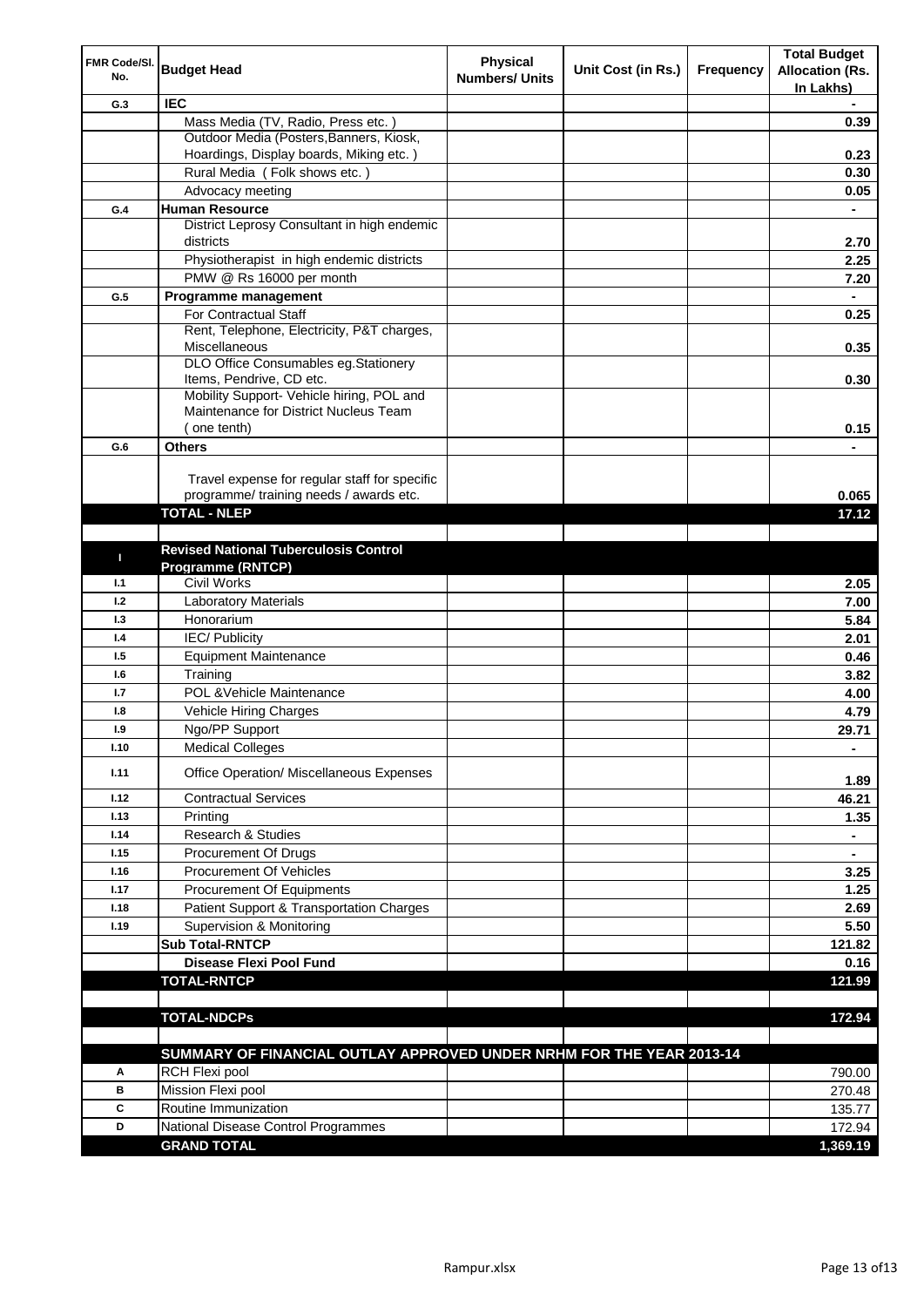| FMR Code/Sl. No. | Budget Head | Physical Numbers/ Units | Unit Cost (in Rs.) | Frequency | Total Budget Allocation (Rs. In Lakhs) |
|---|---|---|---|---|---|
| G.3 | **IEC** | | | | - |
| | Mass Media (TV, Radio, Press etc. ) | | | | 0.39 |
| | Outdoor Media (Posters,Banners, Kiosk, Hoardings, Display boards, Miking etc. ) | | | | 0.23 |
| | Rural Media ( Folk shows etc. ) | | | | 0.30 |
| | Advocacy meeting | | | | 0.05 |
| G.4 | **Human Resource** | | | | - |
| | District Leprosy Consultant in high endemic districts | | | | 2.70 |
| | Physiotherapist in high endemic districts | | | | 2.25 |
| | PMW @ Rs 16000 per month | | | | 7.20 |
| G.5 | **Programme management** | | | | - |
| | For Contractual Staff | | | | 0.25 |
| | Rent, Telephone, Electricity, P&T charges, Miscellaneous | | | | 0.35 |
| | DLO Office Consumables eg.Stationery Items, Pendrive, CD etc. | | | | 0.30 |
| | Mobility Support- Vehicle hiring, POL and Maintenance for District Nucleus Team ( one tenth) | | | | 0.15 |
| G.6 | **Others** | | | | - |
| | Travel expense for regular staff for specific programme/ training needs / awards etc. | | | | 0.065 |
| | **TOTAL - NLEP** | | | | **17.12** |
| | | | | | |
| I | **Revised National Tuberculosis Control Programme (RNTCP)** | | | | |
| I.1 | Civil Works | | | | 2.05 |
| I.2 | Laboratory Materials | | | | 7.00 |
| I.3 | Honorarium | | | | 5.84 |
| I.4 | IEC/ Publicity | | | | 2.01 |
| I.5 | Equipment Maintenance | | | | 0.46 |
| I.6 | Training | | | | 3.82 |
| I.7 | POL &Vehicle Maintenance | | | | 4.00 |
| I.8 | Vehicle Hiring Charges | | | | 4.79 |
| I.9 | Ngo/PP Support | | | | 29.71 |
| I.10 | Medical Colleges | | | | - |
| I.11 | Office Operation/ Miscellaneous Expenses | | | | 1.89 |
| I.12 | Contractual Services | | | | 46.21 |
| I.13 | Printing | | | | 1.35 |
| I.14 | Research & Studies | | | | - |
| I.15 | Procurement Of Drugs | | | | - |
| I.16 | Procurement Of Vehicles | | | | 3.25 |
| I.17 | Procurement Of Equipments | | | | 1.25 |
| I.18 | Patient Support & Transportation Charges | | | | 2.69 |
| I.19 | Supervision & Monitoring | | | | 5.50 |
| | **Sub Total-RNTCP** | | | | **121.82** |
| | **Disease Flexi Pool Fund** | | | | **0.16** |
| | **TOTAL-RNTCP** | | | | **121.99** |
| | | | | | |
| | **TOTAL-NDCPs** | | | | **172.94** |
| | | | | | |
| | **SUMMARY OF FINANCIAL OUTLAY APPROVED UNDER NRHM FOR THE YEAR 2013-14** | | | | |
| A | RCH Flexi pool | | | | 790.00 |
| B | Mission Flexi pool | | | | 270.48 |
| C | Routine Immunization | | | | 135.77 |
| D | National Disease Control Programmes | | | | 172.94 |
| | **GRAND TOTAL** | | | | **1,369.19** |